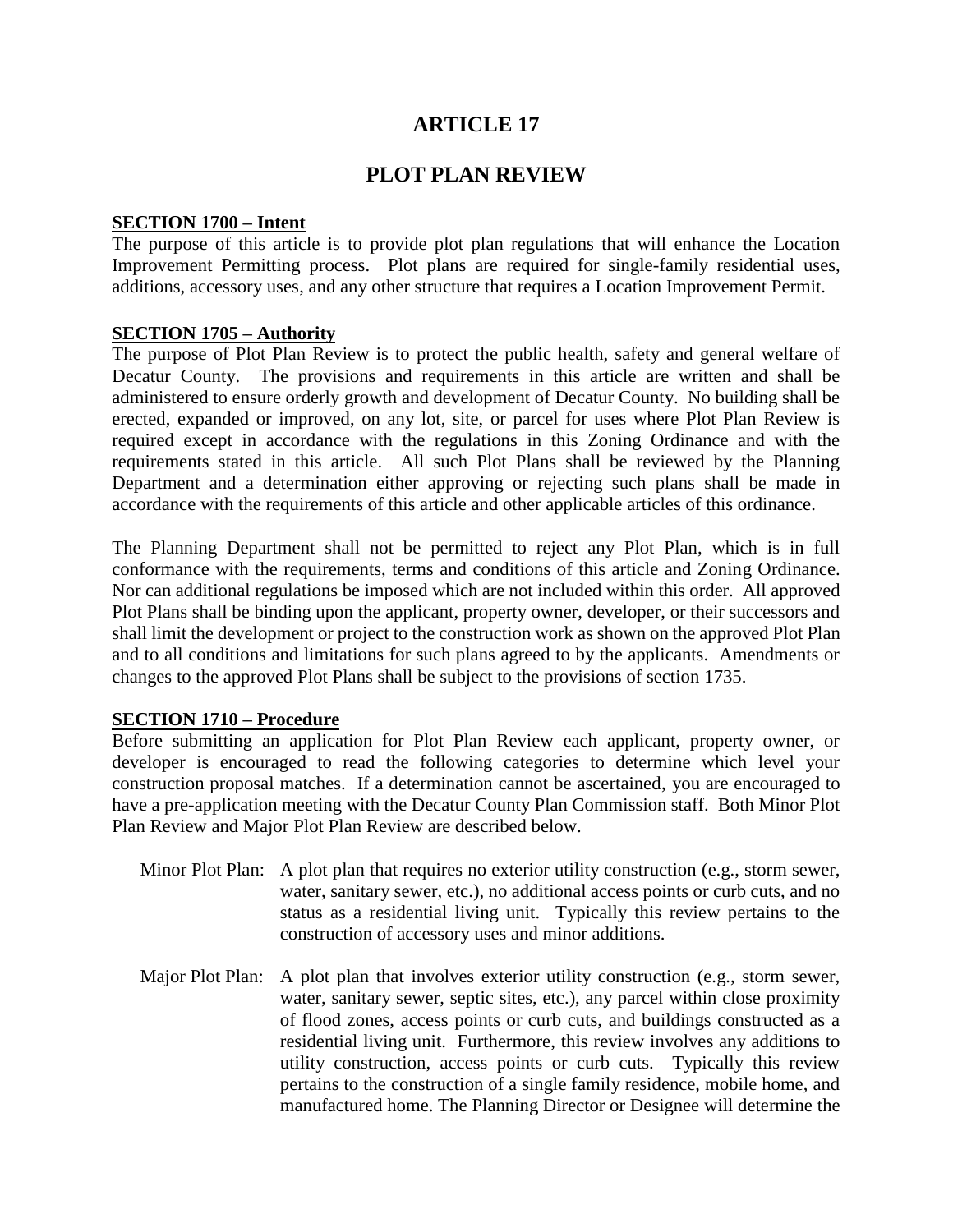# ARTICLE 17

# PLOT PLAN REVIEW

**SECTION 1700 – Intent**

The purpose of this article is to provide plot plan regulations that will enhance the Location Improvement Permitting process. Plot plans are required for single-family residential uses, additions, accessory uses, and any other structure that requires a Location Improvement Permit.

**SECTION 1705 – Authority**

The purpose of Plot Plan Review is to protect the public health, safety and general welfare of Decatur County. The provisions and requirements in this article are written and shall be administered to ensure orderly growth and development of Decatur County. No building shall be erected, expanded or improved, on any lot, site, or parcel for uses where Plot Plan Review is required except in accordance with the regulations in this Zoning Ordinance and with the requirements stated in this article. All such Plot Plans shall be reviewed by the Planning Department and a determination either approving or rejecting such plans shall be made in accordance with the requirements of this article and other applicable articles of this ordinance.

The Planning Department shall not be permitted to reject any Plot Plan, which is in full conformance with the requirements, terms and conditions of this article and Zoning Ordinance. Nor can additional regulations be imposed which are not included within this order. All approved Plot Plans shall be binding upon the applicant, property owner, developer, or their successors and shall limit the development or project to the construction work as shown on the approved Plot Plan and to all conditions and limitations for such plans agreed to by the applicants. Amendments or changes to the approved Plot Plans shall be subject to the provisions of section 1735.

**SECTION 1710 – Procedure**

Before submitting an application for Plot Plan Review each applicant, property owner, or developer is encouraged to read the following categories to determine which level your construction proposal matches. If a determination cannot be ascertained, you are encouraged to have a pre-application meeting with the Decatur County Plan Commission staff. Both Minor Plot Plan Review and Major Plot Plan Review are described below.

Minor Plot Plan: A plot plan that requires no exterior utility construction (e.g., storm sewer, water, sanitary sewer, etc.), no additional access points or curb cuts, and no status as a residential living unit. Typically this review pertains to the construction of accessory uses and minor additions.

Major Plot Plan: A plot plan that involves exterior utility construction (e.g., storm sewer, water, sanitary sewer, septic sites, etc.), any parcel within close proximity of flood zones, access points or curb cuts, and buildings constructed as a residential living unit. Furthermore, this review involves any additions to utility construction, access points or curb cuts. Typically this review pertains to the construction of a single family residence, mobile home, and manufactured home. The Planning Director or Designee will determine the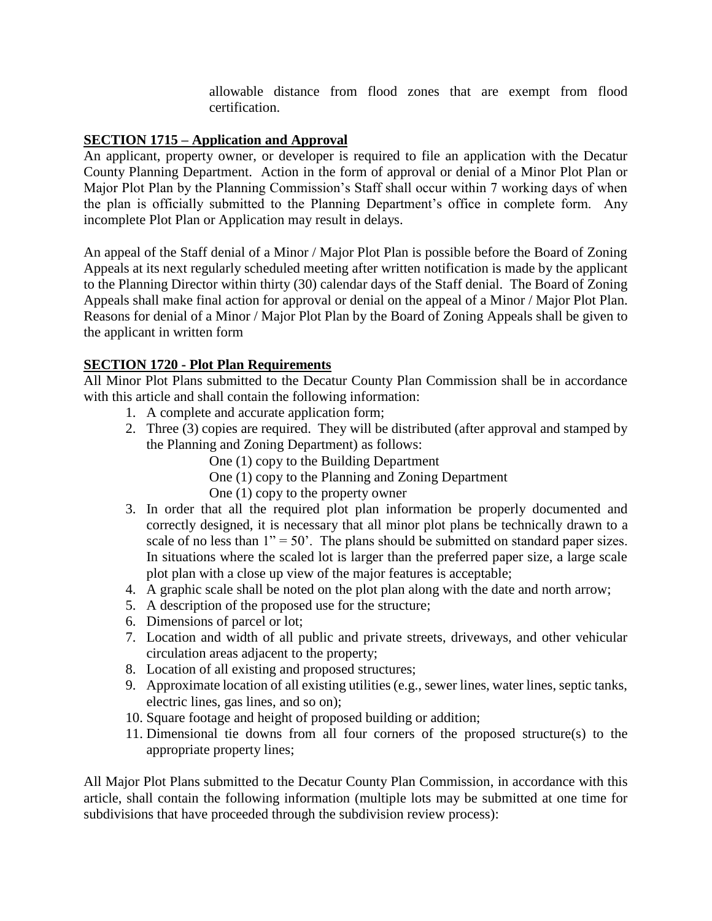allowable distance from flood zones that are exempt from flood certification.

**SECTION 1715 – Application and Approval**

An applicant, property owner, or developer is required to file an application with the Decatur County Planning Department. Action in the form of approval or denial of a Minor Plot Plan or Major Plot Plan by the Planning Commission's Staff shall occur within 7 working days of when the plan is officially submitted to the Planning Department's office in complete form. Any incomplete Plot Plan or Application may result in delays.

An appeal of the Staff denial of a Minor / Major Plot Plan is possible before the Board of Zoning Appeals at its next regularly scheduled meeting after written notification is made by the applicant to the Planning Director within thirty (30) calendar days of the Staff denial. The Board of Zoning Appeals shall make final action for approval or denial on the appeal of a Minor / Major Plot Plan. Reasons for denial of a Minor / Major Plot Plan by the Board of Zoning Appeals shall be given to the applicant in written form

**SECTION 1720 - Plot Plan Requirements**

All Minor Plot Plans submitted to the Decatur County Plan Commission shall be in accordance with this article and shall contain the following information:

1. A complete and accurate application form;
2. Three (3) copies are required. They will be distributed (after approval and stamped by the Planning and Zoning Department) as follows:
   - One (1) copy to the Building Department
   - One (1) copy to the Planning and Zoning Department
   - One (1) copy to the property owner
3. In order that all the required plot plan information be properly documented and correctly designed, it is necessary that all minor plot plans be technically drawn to a scale of no less than 1" = 50'. The plans should be submitted on standard paper sizes. In situations where the scaled lot is larger than the preferred paper size, a large scale plot plan with a close up view of the major features is acceptable;
4. A graphic scale shall be noted on the plot plan along with the date and north arrow;
5. A description of the proposed use for the structure;
6. Dimensions of parcel or lot;
7. Location and width of all public and private streets, driveways, and other vehicular circulation areas adjacent to the property;
8. Location of all existing and proposed structures;
9. Approximate location of all existing utilities (e.g., sewer lines, water lines, septic tanks, electric lines, gas lines, and so on);
10. Square footage and height of proposed building or addition;
11. Dimensional tie downs from all four corners of the proposed structure(s) to the appropriate property lines;

All Major Plot Plans submitted to the Decatur County Plan Commission, in accordance with this article, shall contain the following information (multiple lots may be submitted at one time for subdivisions that have proceeded through the subdivision review process):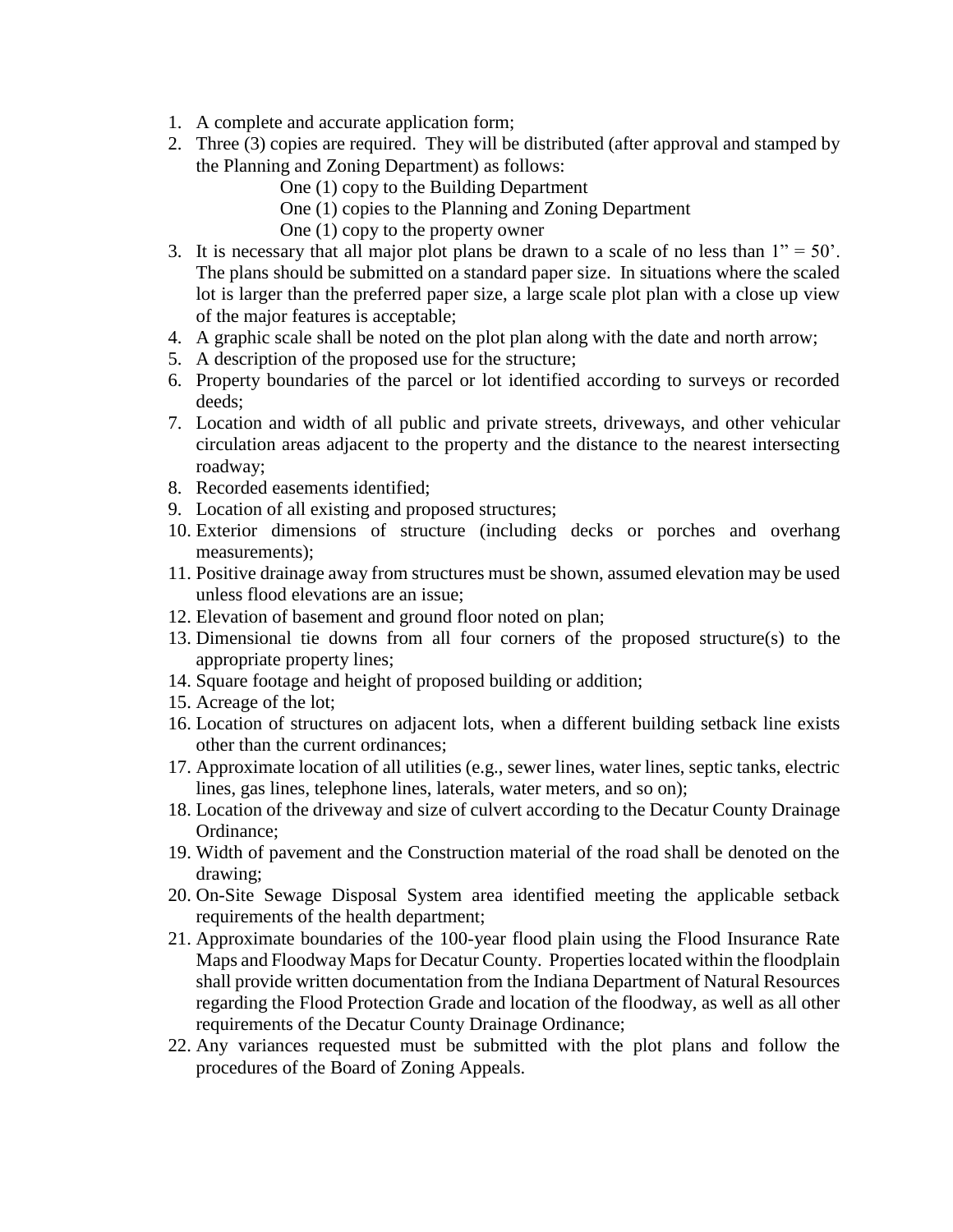1. A complete and accurate application form;
2. Three (3) copies are required. They will be distributed (after approval and stamped by the Planning and Zoning Department) as follows:

   One (1) copy to the Building Department

   One (1) copies to the Planning and Zoning Department

   One (1) copy to the property owner
3. It is necessary that all major plot plans be drawn to a scale of no less than 1" = 50'. The plans should be submitted on a standard paper size. In situations where the scaled lot is larger than the preferred paper size, a large scale plot plan with a close up view of the major features is acceptable;
4. A graphic scale shall be noted on the plot plan along with the date and north arrow;
5. A description of the proposed use for the structure;
6. Property boundaries of the parcel or lot identified according to surveys or recorded deeds;
7. Location and width of all public and private streets, driveways, and other vehicular circulation areas adjacent to the property and the distance to the nearest intersecting roadway;
8. Recorded easements identified;
9. Location of all existing and proposed structures;
10. Exterior dimensions of structure (including decks or porches and overhang measurements);
11. Positive drainage away from structures must be shown, assumed elevation may be used unless flood elevations are an issue;
12. Elevation of basement and ground floor noted on plan;
13. Dimensional tie downs from all four corners of the proposed structure(s) to the appropriate property lines;
14. Square footage and height of proposed building or addition;
15. Acreage of the lot;
16. Location of structures on adjacent lots, when a different building setback line exists other than the current ordinances;
17. Approximate location of all utilities (e.g., sewer lines, water lines, septic tanks, electric lines, gas lines, telephone lines, laterals, water meters, and so on);
18. Location of the driveway and size of culvert according to the Decatur County Drainage Ordinance;
19. Width of pavement and the Construction material of the road shall be denoted on the drawing;
20. On-Site Sewage Disposal System area identified meeting the applicable setback requirements of the health department;
21. Approximate boundaries of the 100-year flood plain using the Flood Insurance Rate Maps and Floodway Maps for Decatur County. Properties located within the floodplain shall provide written documentation from the Indiana Department of Natural Resources regarding the Flood Protection Grade and location of the floodway, as well as all other requirements of the Decatur County Drainage Ordinance;
22. Any variances requested must be submitted with the plot plans and follow the procedures of the Board of Zoning Appeals.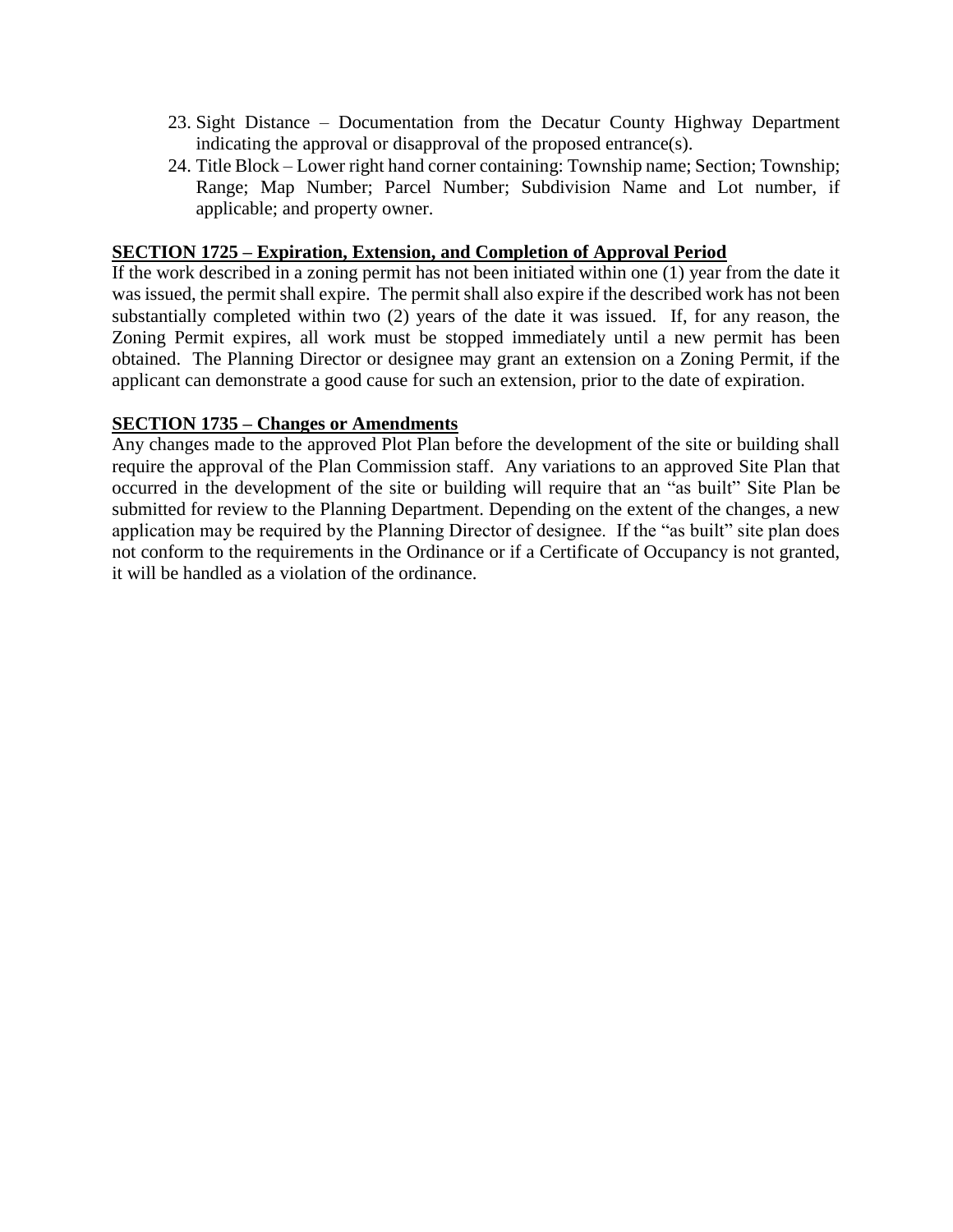23. Sight Distance – Documentation from the Decatur County Highway Department indicating the approval or disapproval of the proposed entrance(s).
24. Title Block – Lower right hand corner containing: Township name; Section; Township; Range; Map Number; Parcel Number; Subdivision Name and Lot number, if applicable; and property owner.

**SECTION 1725 – Expiration, Extension, and Completion of Approval Period**

If the work described in a zoning permit has not been initiated within one (1) year from the date it was issued, the permit shall expire. The permit shall also expire if the described work has not been substantially completed within two (2) years of the date it was issued. If, for any reason, the Zoning Permit expires, all work must be stopped immediately until a new permit has been obtained. The Planning Director or designee may grant an extension on a Zoning Permit, if the applicant can demonstrate a good cause for such an extension, prior to the date of expiration.

**SECTION 1735 – Changes or Amendments**

Any changes made to the approved Plot Plan before the development of the site or building shall require the approval of the Plan Commission staff. Any variations to an approved Site Plan that occurred in the development of the site or building will require that an "as built" Site Plan be submitted for review to the Planning Department. Depending on the extent of the changes, a new application may be required by the Planning Director of designee. If the "as built" site plan does not conform to the requirements in the Ordinance or if a Certificate of Occupancy is not granted, it will be handled as a violation of the ordinance.